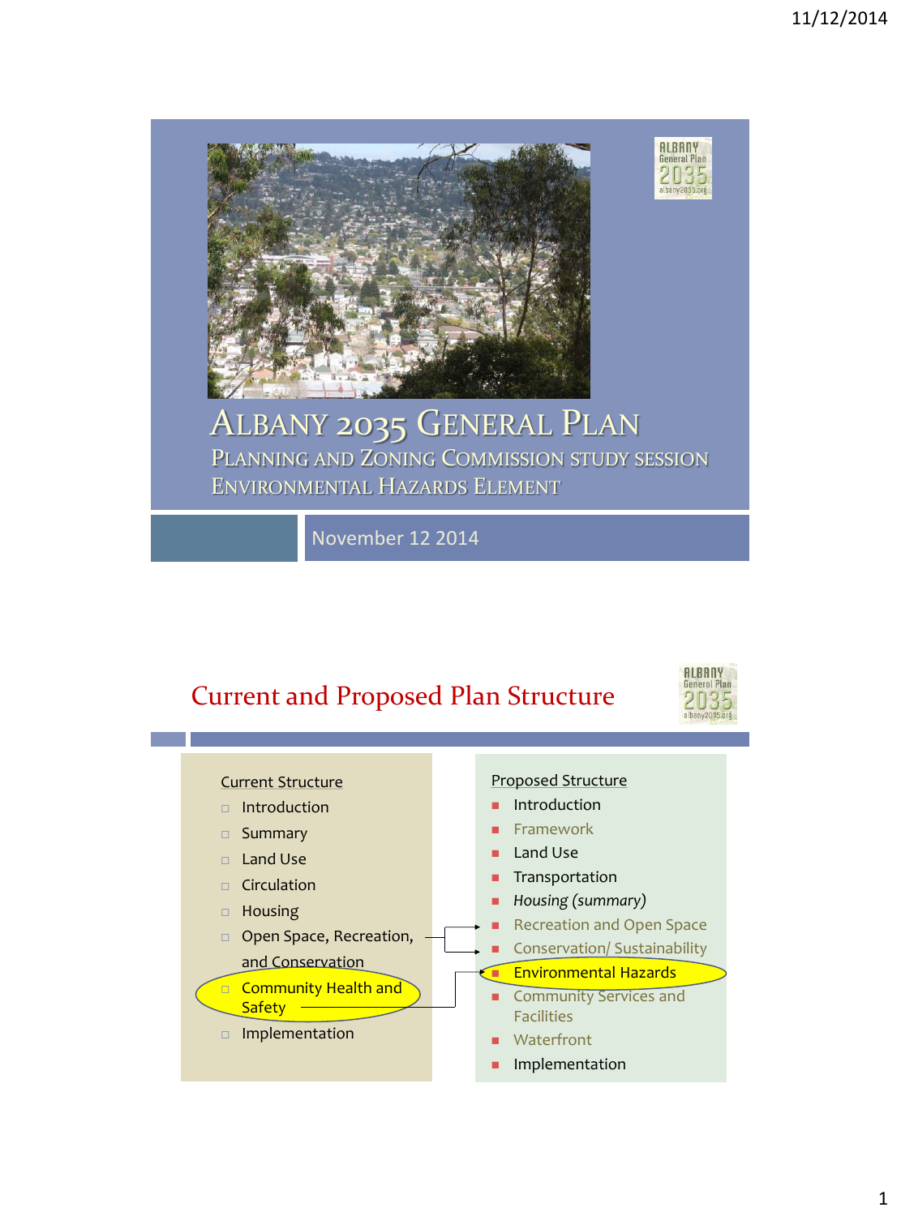# ALBANY 2035 GENERAL PLAN

## PLANNING AND ZONING COMMISSION STUDY SESSION
## ENVIRONMENTAL HAZARDS ELEMENT

November 12 2014

## Current and Proposed Plan Structure

**Current Structure**

- Introduction
- Summary
- Land Use
- Circulation
- Housing
- Open Space, Recreation, and Conservation
- Community Health and Safety
- Implementation

**Proposed Structure**

- Introduction
- Framework
- Land Use
- Transportation
- *Housing (summary)*
- Recreation and Open Space
- Conservation/ Sustainability
- Environmental Hazards
- Community Services and Facilities
- Waterfront
- Implementation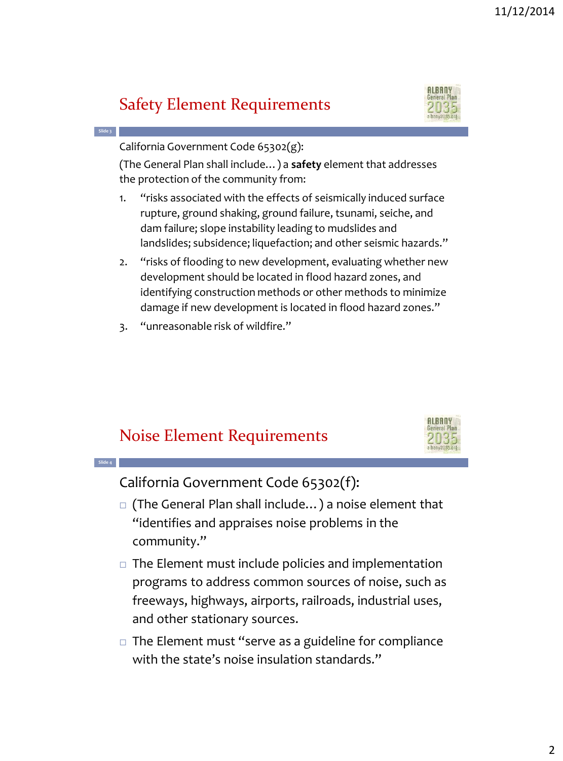## Safety Element Requirements

California Government Code 65302(g):

(The General Plan shall include… ) a **safety** element that addresses the protection of the community from:

1. "risks associated with the effects of seismically induced surface rupture, ground shaking, ground failure, tsunami, seiche, and dam failure; slope instability leading to mudslides and landslides; subsidence; liquefaction; and other seismic hazards."
2. "risks of flooding to new development, evaluating whether new development should be located in flood hazard zones, and identifying construction methods or other methods to minimize damage if new development is located in flood hazard zones."
3. "unreasonable risk of wildfire."

## Noise Element Requirements

California Government Code 65302(f):

- (The General Plan shall include… ) a noise element that "identifies and appraises noise problems in the community."
- The Element must include policies and implementation programs to address common sources of noise, such as freeways, highways, airports, railroads, industrial uses, and other stationary sources.
- The Element must "serve as a guideline for compliance with the state's noise insulation standards."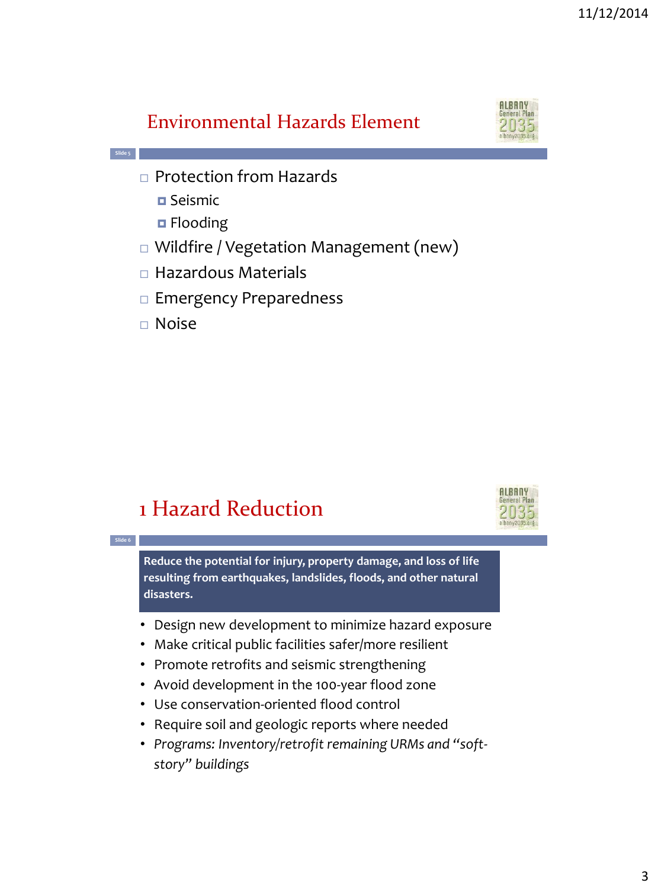## Environmental Hazards Element

- Protection from Hazards
  - Seismic
  - Flooding
- Wildfire / Vegetation Management (new)
- Hazardous Materials
- Emergency Preparedness
- Noise

## 1 Hazard Reduction

**Reduce the potential for injury, property damage, and loss of life resulting from earthquakes, landslides, floods, and other natural disasters.**

- Design new development to minimize hazard exposure
- Make critical public facilities safer/more resilient
- Promote retrofits and seismic strengthening
- Avoid development in the 100-year flood zone
- Use conservation-oriented flood control
- Require soil and geologic reports where needed
- *Programs: Inventory/retrofit remaining URMs and "soft-story" buildings*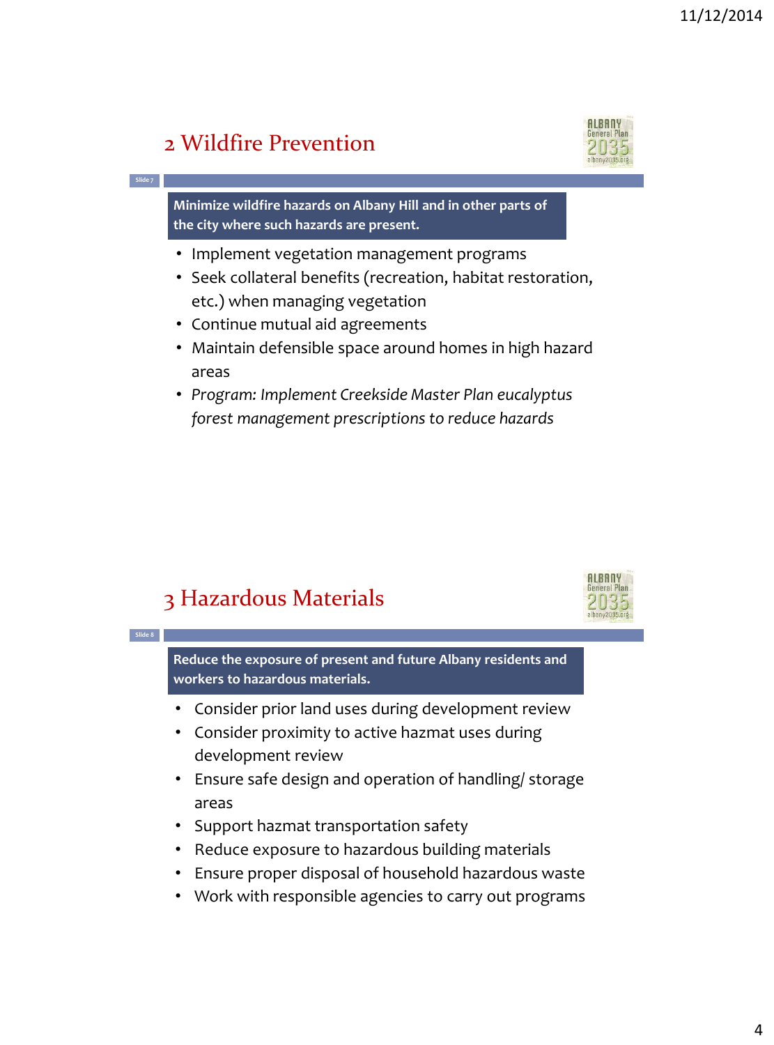## 2 Wildfire Prevention

**Minimize wildfire hazards on Albany Hill and in other parts of the city where such hazards are present.**

- Implement vegetation management programs
- Seek collateral benefits (recreation, habitat restoration, etc.) when managing vegetation
- Continue mutual aid agreements
- Maintain defensible space around homes in high hazard areas
- *Program: Implement Creekside Master Plan eucalyptus forest management prescriptions to reduce hazards*

## 3 Hazardous Materials

**Reduce the exposure of present and future Albany residents and workers to hazardous materials.**

- Consider prior land uses during development review
- Consider proximity to active hazmat uses during development review
- Ensure safe design and operation of handling/ storage areas
- Support hazmat transportation safety
- Reduce exposure to hazardous building materials
- Ensure proper disposal of household hazardous waste
- Work with responsible agencies to carry out programs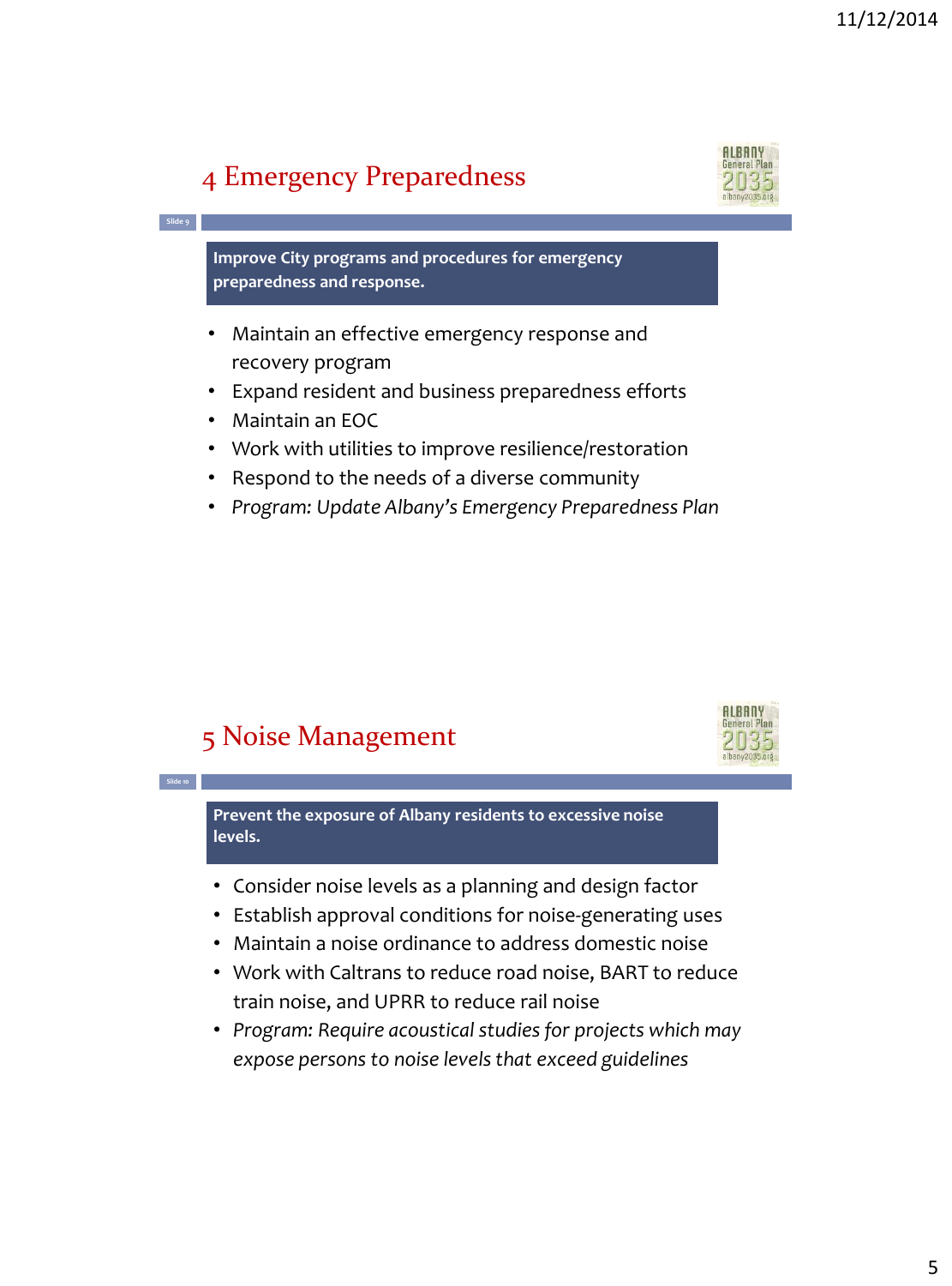## 4 Emergency Preparedness

**Improve City programs and procedures for emergency preparedness and response.**

- Maintain an effective emergency response and recovery program
- Expand resident and business preparedness efforts
- Maintain an EOC
- Work with utilities to improve resilience/restoration
- Respond to the needs of a diverse community
- *Program: Update Albany's Emergency Preparedness Plan*

## 5 Noise Management

**Prevent the exposure of Albany residents to excessive noise levels.**

- Consider noise levels as a planning and design factor
- Establish approval conditions for noise-generating uses
- Maintain a noise ordinance to address domestic noise
- Work with Caltrans to reduce road noise, BART to reduce train noise, and UPRR to reduce rail noise
- *Program: Require acoustical studies for projects which may expose persons to noise levels that exceed guidelines*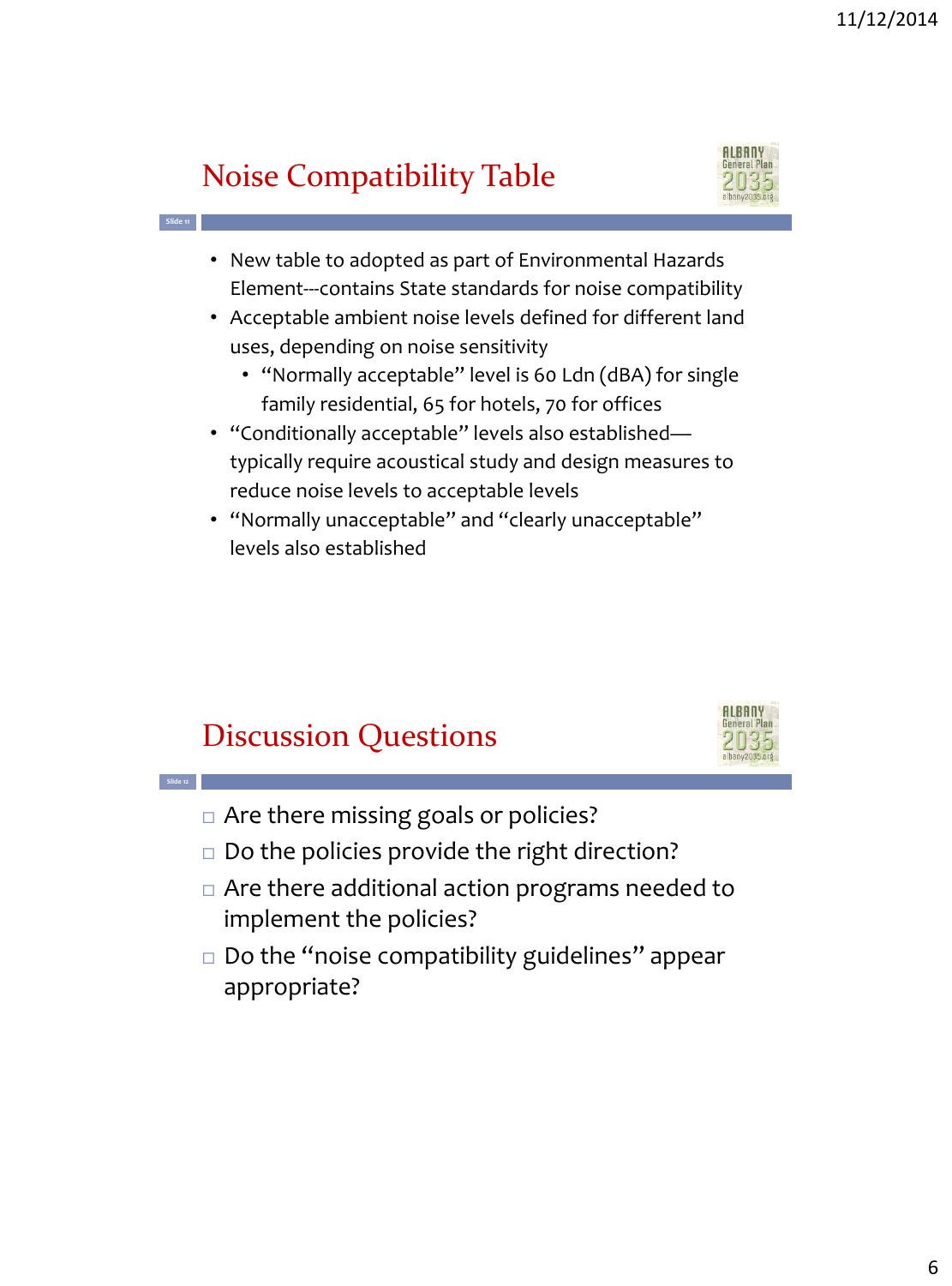## Noise Compatibility Table

- New table to adopted as part of Environmental Hazards Element---contains State standards for noise compatibility
- Acceptable ambient noise levels defined for different land uses, depending on noise sensitivity
  - "Normally acceptable" level is 60 Ldn (dBA) for single family residential, 65 for hotels, 70 for offices
- "Conditionally acceptable" levels also established—typically require acoustical study and design measures to reduce noise levels to acceptable levels
- "Normally unacceptable" and "clearly unacceptable" levels also established

## Discussion Questions

- Are there missing goals or policies?
- Do the policies provide the right direction?
- Are there additional action programs needed to implement the policies?
- Do the "noise compatibility guidelines" appear appropriate?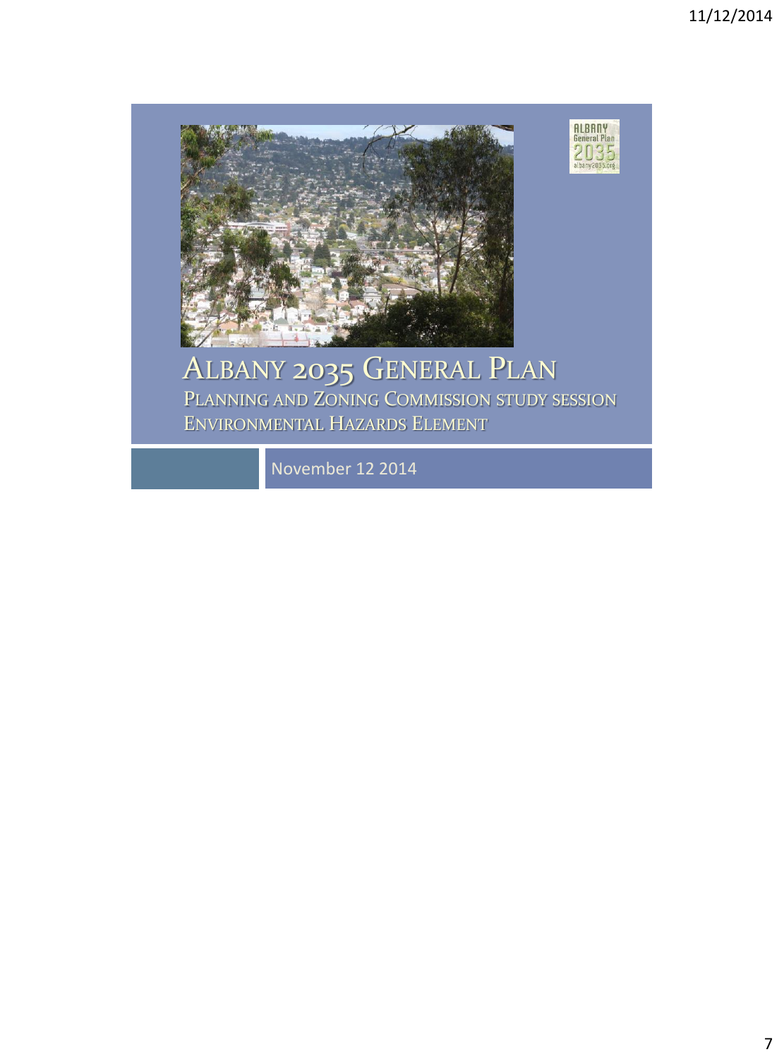# ALBANY 2035 GENERAL PLAN

PLANNING AND ZONING COMMISSION STUDY SESSION

ENVIRONMENTAL HAZARDS ELEMENT

November 12 2014